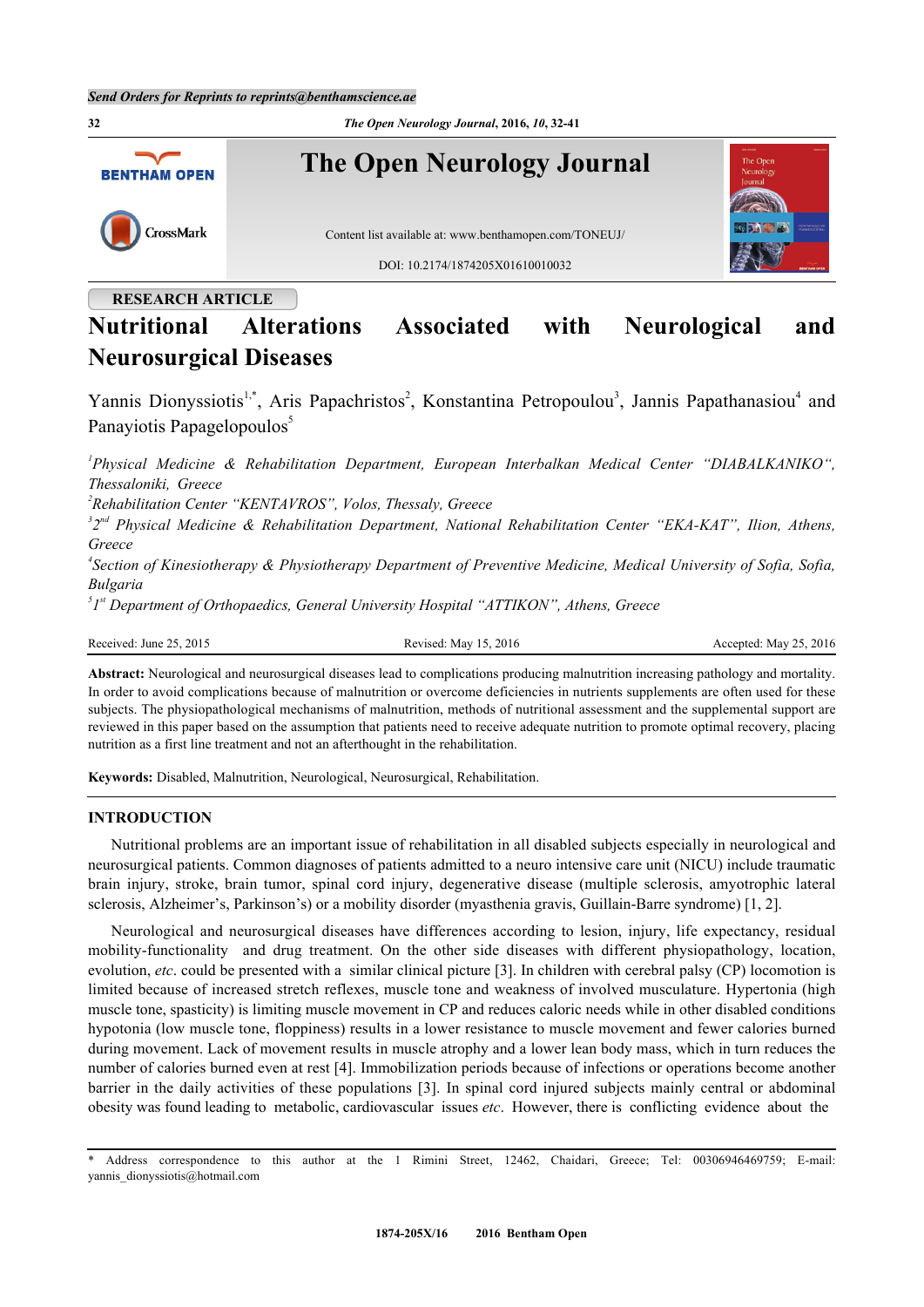Send Orders for Reprints to reprints@benthamscience.ae

**RESEARCH ARTICLE**

# Nutritional Alterations Associated with Neurological and Neurosurgical Diseases

Yannis Dionyssiotis[1,*], Aris Papachristos[2], Konstantina Petropoulou[3], Jannis Papathanasiou[4] and Panayiotis Papagelopoulos[5]

*[1]Physical Medicine & Rehabilitation Department, European Interbalkan Medical Center "DIABALKANIKO", Thessaloniki, Greece*

*[2]Rehabilitation Center "KENTAVROS", Volos, Thessaly, Greece*

*[3]2nd Physical Medicine & Rehabilitation Department, National Rehabilitation Center "EKA-KAT", Ilion, Athens, Greece*

*[4]Section of Kinesiotherapy & Physiotherapy Department of Preventive Medicine, Medical University of Sofia, Sofia, Bulgaria*

*[5]1st Department of Orthopaedics, General University Hospital "ATTIKON", Athens, Greece*

Received: June 25, 2015 | Revised: May 15, 2016 | Accepted: May 25, 2016

**Abstract:** Neurological and neurosurgical diseases lead to complications producing malnutrition increasing pathology and mortality. In order to avoid complications because of malnutrition or overcome deficiencies in nutrients supplements are often used for these subjects. The physiopathological mechanisms of malnutrition, methods of nutritional assessment and the supplemental support are reviewed in this paper based on the assumption that patients need to receive adequate nutrition to promote optimal recovery, placing nutrition as a first line treatment and not an afterthought in the rehabilitation.

**Keywords:** Disabled, Malnutrition, Neurological, Neurosurgical, Rehabilitation.

## INTRODUCTION

Nutritional problems are an important issue of rehabilitation in all disabled subjects especially in neurological and neurosurgical patients. Common diagnoses of patients admitted to a neuro intensive care unit (NICU) include traumatic brain injury, stroke, brain tumor, spinal cord injury, degenerative disease (multiple sclerosis, amyotrophic lateral sclerosis, Alzheimer's, Parkinson's) or a mobility disorder (myasthenia gravis, Guillain-Barre syndrome) [1, 2].

Neurological and neurosurgical diseases have differences according to lesion, injury, life expectancy, residual mobility-functionality and drug treatment. On the other side diseases with different physiopathology, location, evolution, *etc*. could be presented with a similar clinical picture [3]. In children with cerebral palsy (CP) locomotion is limited because of increased stretch reflexes, muscle tone and weakness of involved musculature. Hypertonia (high muscle tone, spasticity) is limiting muscle movement in CP and reduces caloric needs while in other disabled conditions hypotonia (low muscle tone, floppiness) results in a lower resistance to muscle movement and fewer calories burned during movement. Lack of movement results in muscle atrophy and a lower lean body mass, which in turn reduces the number of calories burned even at rest [4]. Immobilization periods because of infections or operations become another barrier in the daily activities of these populations [3]. In spinal cord injured subjects mainly central or abdominal obesity was found leading to metabolic, cardiovascular issues *etc*. However, there is conflicting evidence about the

* Address correspondence to this author at the 1 Rimini Street, 12462, Chaidari, Greece; Tel: 00306946469759; E-mail: yannis_dionyssiotis@hotmail.com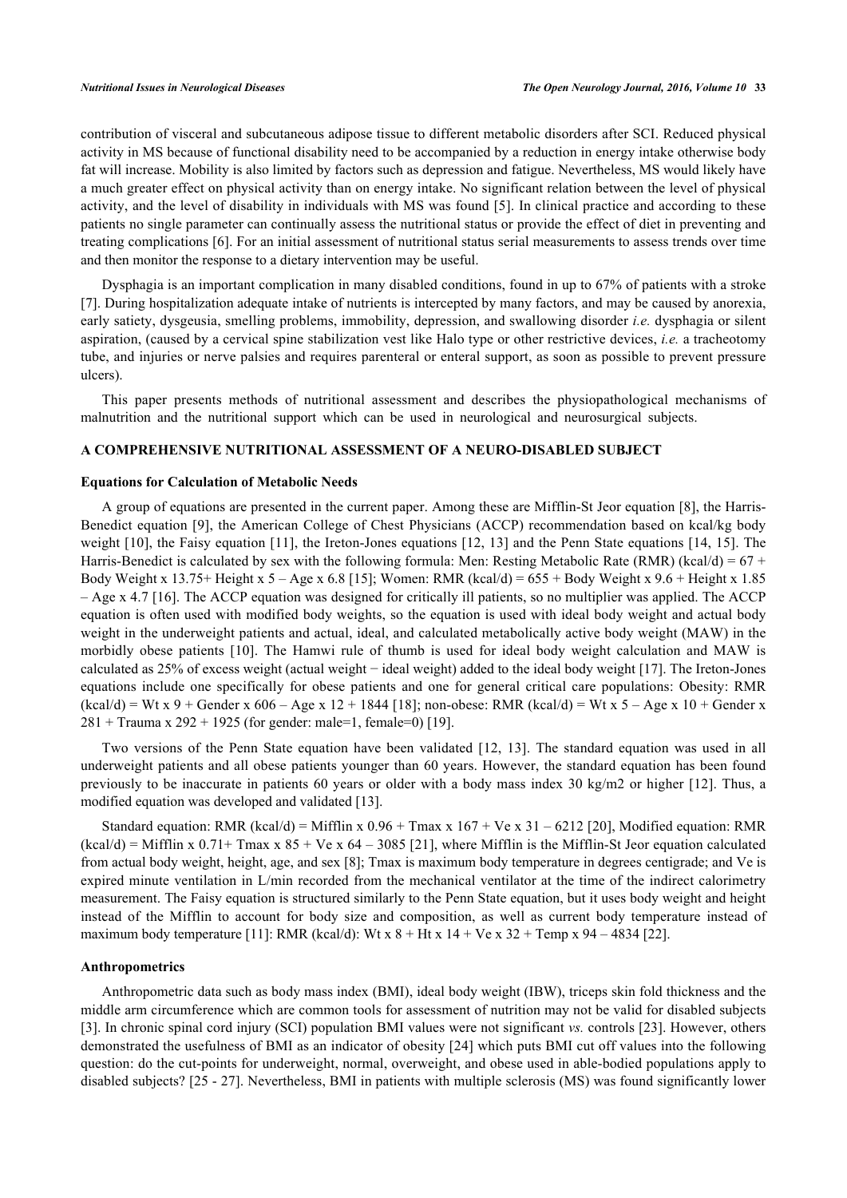contribution of visceral and subcutaneous adipose tissue to different metabolic disorders after SCI. Reduced physical activity in MS because of functional disability need to be accompanied by a reduction in energy intake otherwise body fat will increase. Mobility is also limited by factors such as depression and fatigue. Nevertheless, MS would likely have a much greater effect on physical activity than on energy intake. No significant relation between the level of physical activity, and the level of disability in individuals with MS was found [5]. In clinical practice and according to these patients no single parameter can continually assess the nutritional status or provide the effect of diet in preventing and treating complications [6]. For an initial assessment of nutritional status serial measurements to assess trends over time and then monitor the response to a dietary intervention may be useful.

Dysphagia is an important complication in many disabled conditions, found in up to 67% of patients with a stroke [7]. During hospitalization adequate intake of nutrients is intercepted by many factors, and may be caused by anorexia, early satiety, dysgeusia, smelling problems, immobility, depression, and swallowing disorder *i.e.* dysphagia or silent aspiration, (caused by a cervical spine stabilization vest like Halo type or other restrictive devices, *i.e.* a tracheotomy tube, and injuries or nerve palsies and requires parenteral or enteral support, as soon as possible to prevent pressure ulcers).

This paper presents methods of nutritional assessment and describes the physiopathological mechanisms of malnutrition and the nutritional support which can be used in neurological and neurosurgical subjects.

## A COMPREHENSIVE NUTRITIONAL ASSESSMENT OF A NEURO-DISABLED SUBJECT

### Equations for Calculation of Metabolic Needs

A group of equations are presented in the current paper. Among these are Mifflin-St Jeor equation [8], the Harris-Benedict equation [9], the American College of Chest Physicians (ACCP) recommendation based on kcal/kg body weight [10], the Faisy equation [11], the Ireton-Jones equations [12, 13] and the Penn State equations [14, 15]. The Harris-Benedict is calculated by sex with the following formula: Men: Resting Metabolic Rate (RMR) (kcal/d) = 67 + Body Weight x 13.75+ Height x 5 – Age x 6.8 [15]; Women: RMR (kcal/d) = 655 + Body Weight x 9.6 + Height x 1.85 – Age x 4.7 [16]. The ACCP equation was designed for critically ill patients, so no multiplier was applied. The ACCP equation is often used with modified body weights, so the equation is used with ideal body weight and actual body weight in the underweight patients and actual, ideal, and calculated metabolically active body weight (MAW) in the morbidly obese patients [10]. The Hamwi rule of thumb is used for ideal body weight calculation and MAW is calculated as 25% of excess weight (actual weight − ideal weight) added to the ideal body weight [17]. The Ireton-Jones equations include one specifically for obese patients and one for general critical care populations: Obesity: RMR (kcal/d) = Wt x 9 + Gender x 606 – Age x 12 + 1844 [18]; non-obese: RMR (kcal/d) = Wt x 5 – Age x 10 + Gender x 281 + Trauma x 292 + 1925 (for gender: male=1, female=0) [19].

Two versions of the Penn State equation have been validated [12, 13]. The standard equation was used in all underweight patients and all obese patients younger than 60 years. However, the standard equation has been found previously to be inaccurate in patients 60 years or older with a body mass index 30 kg/m2 or higher [12]. Thus, a modified equation was developed and validated [13].

Standard equation: RMR (kcal/d) = Mifflin x 0.96 + Tmax x 167 + Ve x 31 – 6212 [20], Modified equation: RMR (kcal/d) = Mifflin x 0.71+ Tmax x 85 + Ve x 64 – 3085 [21], where Mifflin is the Mifflin-St Jeor equation calculated from actual body weight, height, age, and sex [8]; Tmax is maximum body temperature in degrees centigrade; and Ve is expired minute ventilation in L/min recorded from the mechanical ventilator at the time of the indirect calorimetry measurement. The Faisy equation is structured similarly to the Penn State equation, but it uses body weight and height instead of the Mifflin to account for body size and composition, as well as current body temperature instead of maximum body temperature [11]: RMR (kcal/d): Wt x 8 + Ht x 14 + Ve x 32 + Temp x 94 – 4834 [22].

### Anthropometrics

Anthropometric data such as body mass index (BMI), ideal body weight (IBW), triceps skin fold thickness and the middle arm circumference which are common tools for assessment of nutrition may not be valid for disabled subjects [3]. In chronic spinal cord injury (SCI) population BMI values were not significant *vs.* controls [23]. However, others demonstrated the usefulness of BMI as an indicator of obesity [24] which puts BMI cut off values into the following question: do the cut-points for underweight, normal, overweight, and obese used in able-bodied populations apply to disabled subjects? [25 - 27]. Nevertheless, BMI in patients with multiple sclerosis (MS) was found significantly lower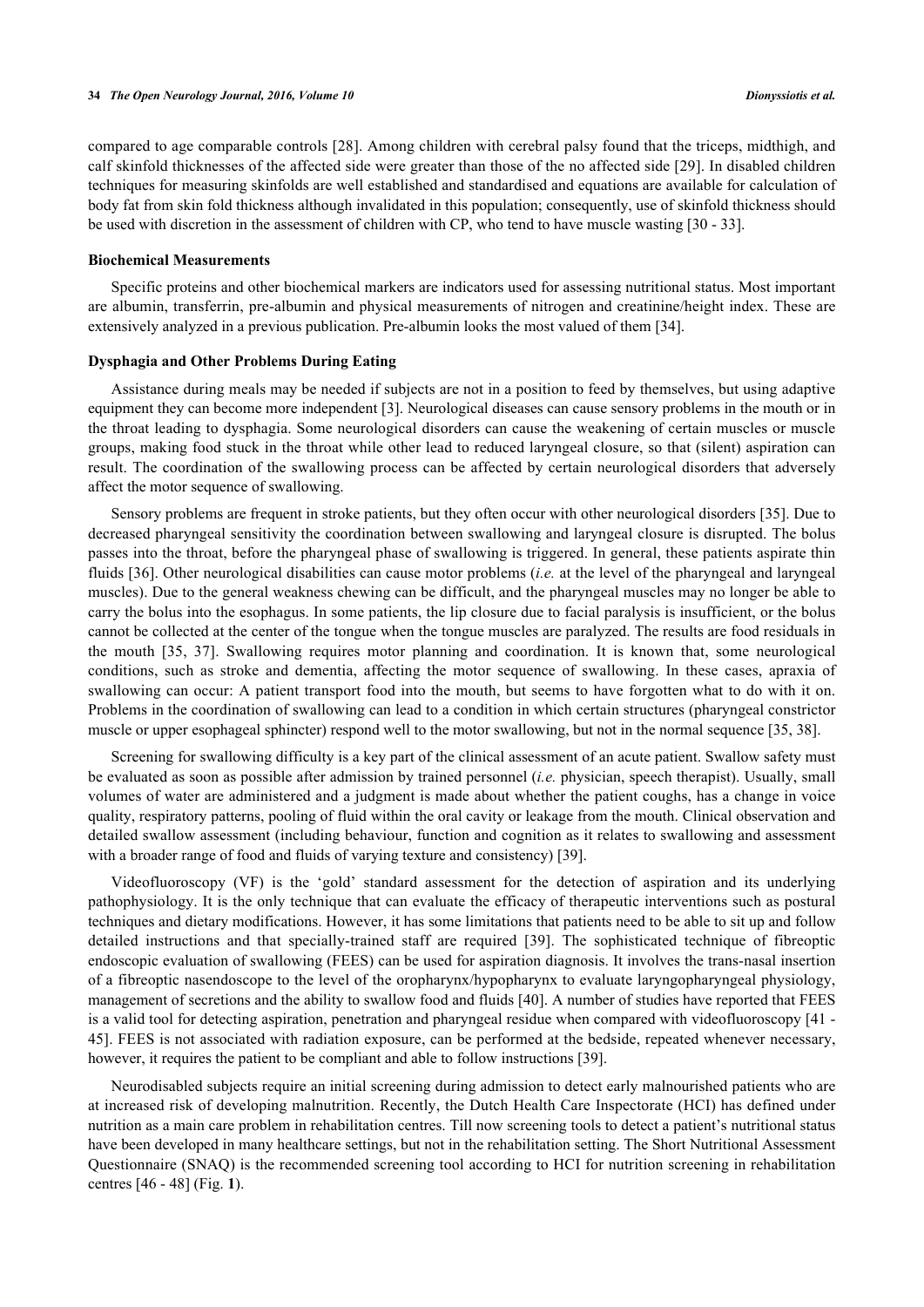compared to age comparable controls [28]. Among children with cerebral palsy found that the triceps, midthigh, and calf skinfold thicknesses of the affected side were greater than those of the no affected side [29]. In disabled children techniques for measuring skinfolds are well established and standardised and equations are available for calculation of body fat from skin fold thickness although invalidated in this population; consequently, use of skinfold thickness should be used with discretion in the assessment of children with CP, who tend to have muscle wasting [30 - 33].

### Biochemical Measurements

Specific proteins and other biochemical markers are indicators used for assessing nutritional status. Most important are albumin, transferrin, pre-albumin and physical measurements of nitrogen and creatinine/height index. These are extensively analyzed in a previous publication. Pre-albumin looks the most valued of them [34].

### Dysphagia and Other Problems During Eating

Assistance during meals may be needed if subjects are not in a position to feed by themselves, but using adaptive equipment they can become more independent [3]. Neurological diseases can cause sensory problems in the mouth or in the throat leading to dysphagia. Some neurological disorders can cause the weakening of certain muscles or muscle groups, making food stuck in the throat while other lead to reduced laryngeal closure, so that (silent) aspiration can result. The coordination of the swallowing process can be affected by certain neurological disorders that adversely affect the motor sequence of swallowing.

Sensory problems are frequent in stroke patients, but they often occur with other neurological disorders [35]. Due to decreased pharyngeal sensitivity the coordination between swallowing and laryngeal closure is disrupted. The bolus passes into the throat, before the pharyngeal phase of swallowing is triggered. In general, these patients aspirate thin fluids [36]. Other neurological disabilities can cause motor problems (*i.e.* at the level of the pharyngeal and laryngeal muscles). Due to the general weakness chewing can be difficult, and the pharyngeal muscles may no longer be able to carry the bolus into the esophagus. In some patients, the lip closure due to facial paralysis is insufficient, or the bolus cannot be collected at the center of the tongue when the tongue muscles are paralyzed. The results are food residuals in the mouth [35, 37]. Swallowing requires motor planning and coordination. It is known that, some neurological conditions, such as stroke and dementia, affecting the motor sequence of swallowing. In these cases, apraxia of swallowing can occur: A patient transport food into the mouth, but seems to have forgotten what to do with it on. Problems in the coordination of swallowing can lead to a condition in which certain structures (pharyngeal constrictor muscle or upper esophageal sphincter) respond well to the motor swallowing, but not in the normal sequence [35, 38].

Screening for swallowing difficulty is a key part of the clinical assessment of an acute patient. Swallow safety must be evaluated as soon as possible after admission by trained personnel (*i.e.* physician, speech therapist). Usually, small volumes of water are administered and a judgment is made about whether the patient coughs, has a change in voice quality, respiratory patterns, pooling of fluid within the oral cavity or leakage from the mouth. Clinical observation and detailed swallow assessment (including behaviour, function and cognition as it relates to swallowing and assessment with a broader range of food and fluids of varying texture and consistency) [39].

Videofluoroscopy (VF) is the 'gold' standard assessment for the detection of aspiration and its underlying pathophysiology. It is the only technique that can evaluate the efficacy of therapeutic interventions such as postural techniques and dietary modifications. However, it has some limitations that patients need to be able to sit up and follow detailed instructions and that specially-trained staff are required [39]. The sophisticated technique of fibreoptic endoscopic evaluation of swallowing (FEES) can be used for aspiration diagnosis. It involves the trans-nasal insertion of a fibreoptic nasendoscope to the level of the oropharynx/hypopharynx to evaluate laryngopharyngeal physiology, management of secretions and the ability to swallow food and fluids [40]. A number of studies have reported that FEES is a valid tool for detecting aspiration, penetration and pharyngeal residue when compared with videofluoroscopy [41 - 45]. FEES is not associated with radiation exposure, can be performed at the bedside, repeated whenever necessary, however, it requires the patient to be compliant and able to follow instructions [39].

Neurodisabled subjects require an initial screening during admission to detect early malnourished patients who are at increased risk of developing malnutrition. Recently, the Dutch Health Care Inspectorate (HCI) has defined under nutrition as a main care problem in rehabilitation centres. Till now screening tools to detect a patient's nutritional status have been developed in many healthcare settings, but not in the rehabilitation setting. The Short Nutritional Assessment Questionnaire (SNAQ) is the recommended screening tool according to HCI for nutrition screening in rehabilitation centres [46 - 48] (Fig. **1**).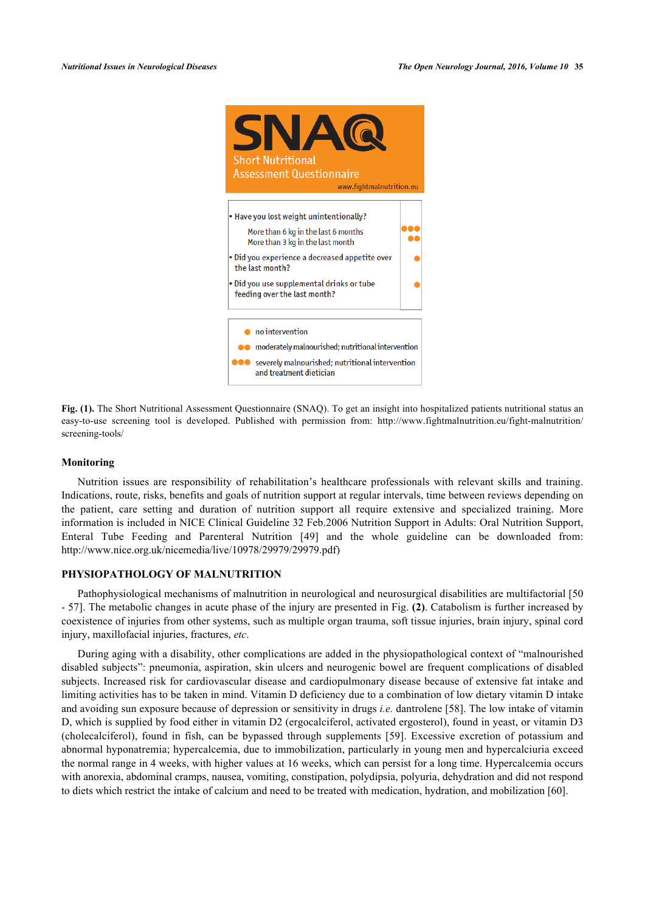**SNAQ**

Short Nutritional Assessment Questionnaire

www.fightmalnutrition.eu

| Question | Score |
|---|---|
| • Have you lost weight unintentionally? | |
| More than 6 kg in the last 6 months | ●●● |
| More than 3 kg in the last month | ●● |
| • Did you experience a decreased appetite over the last month? | ● |
| • Did you use supplemental drinks or tube feeding over the last month? | ● |

| Score | Action |
|---|---|
| ● | no intervention |
| ●● | moderately malnourished; nutritional intervention |
| ●●● | severely malnourished; nutritional intervention and treatment dietician |

**Fig. (1).** The Short Nutritional Assessment Questionnaire (SNAQ). To get an insight into hospitalized patients nutritional status an easy-to-use screening tool is developed. Published with permission from: http://www.fightmalnutrition.eu/fight-malnutrition/screening-tools/

### Monitoring

Nutrition issues are responsibility of rehabilitation's healthcare professionals with relevant skills and training. Indications, route, risks, benefits and goals of nutrition support at regular intervals, time between reviews depending on the patient, care setting and duration of nutrition support all require extensive and specialized training. More information is included in NICE Clinical Guideline 32 Feb.2006 Nutrition Support in Adults: Oral Nutrition Support, Enteral Tube Feeding and Parenteral Nutrition [49] and the whole guideline can be downloaded from: http://www.nice.org.uk/nicemedia/live/10978/29979/29979.pdf)

## PHYSIOPATHOLOGY OF MALNUTRITION

Pathophysiological mechanisms of malnutrition in neurological and neurosurgical disabilities are multifactorial [50 - 57]. The metabolic changes in acute phase of the injury are presented in Fig. **(2)**. Catabolism is further increased by coexistence of injuries from other systems, such as multiple organ trauma, soft tissue injuries, brain injury, spinal cord injury, maxillofacial injuries, fractures, *etc*.

During aging with a disability, other complications are added in the physiopathological context of "malnourished disabled subjects": pneumonia, aspiration, skin ulcers and neurogenic bowel are frequent complications of disabled subjects. Increased risk for cardiovascular disease and cardiopulmonary disease because of extensive fat intake and limiting activities has to be taken in mind. Vitamin D deficiency due to a combination of low dietary vitamin D intake and avoiding sun exposure because of depression or sensitivity in drugs *i.e.* dantrolene [58]. The low intake of vitamin D, which is supplied by food either in vitamin D2 (ergocalciferol, activated ergosterol), found in yeast, or vitamin D3 (cholecalciferol), found in fish, can be bypassed through supplements [59]. Excessive excretion of potassium and abnormal hyponatremia; hypercalcemia, due to immobilization, particularly in young men and hypercalciuria exceed the normal range in 4 weeks, with higher values at 16 weeks, which can persist for a long time. Hypercalcemia occurs with anorexia, abdominal cramps, nausea, vomiting, constipation, polydipsia, polyuria, dehydration and did not respond to diets which restrict the intake of calcium and need to be treated with medication, hydration, and mobilization [60].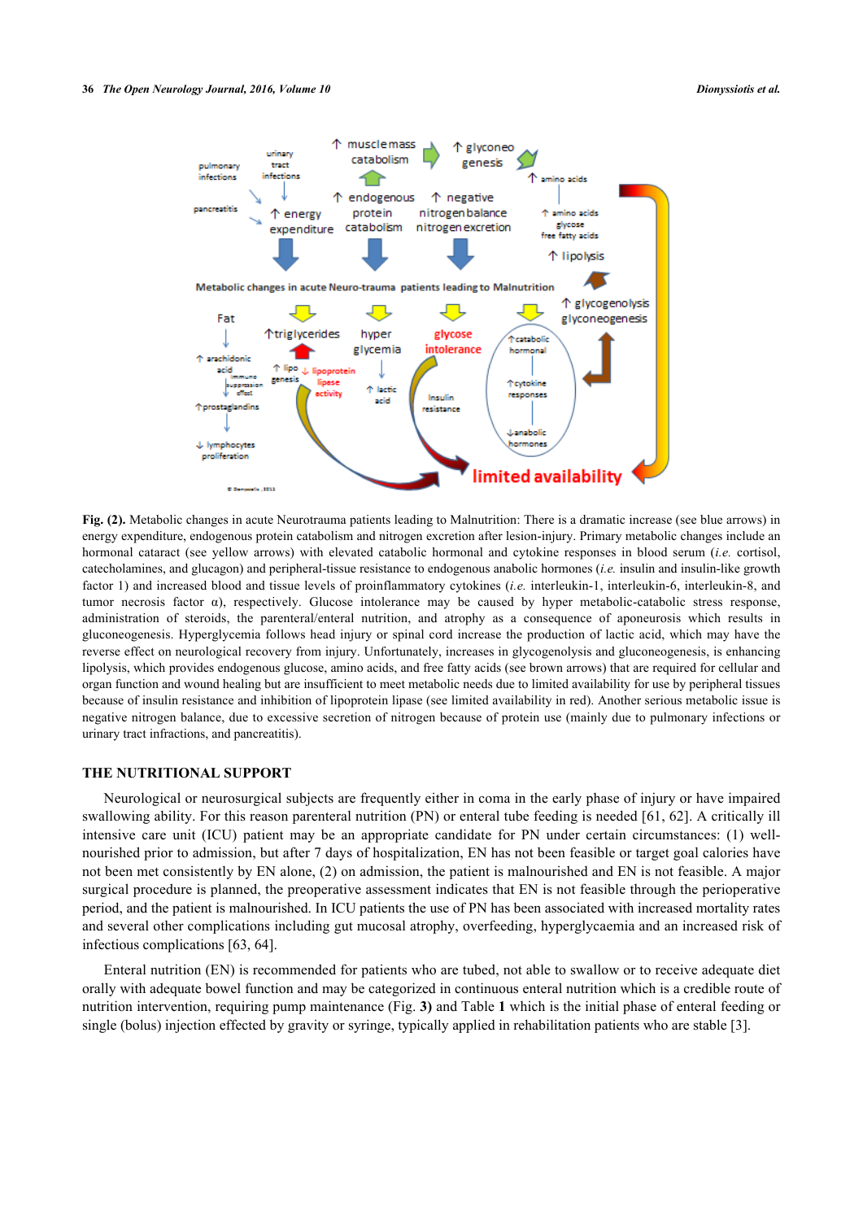**Fig. (2).** Metabolic changes in acute Neurotrauma patients leading to Malnutrition: There is a dramatic increase (see blue arrows) in energy expenditure, endogenous protein catabolism and nitrogen excretion after lesion-injury. Primary metabolic changes include an hormonal cataract (see yellow arrows) with elevated catabolic hormonal and cytokine responses in blood serum (*i.e.* cortisol, catecholamines, and glucagon) and peripheral-tissue resistance to endogenous anabolic hormones (*i.e.* insulin and insulin-like growth factor 1) and increased blood and tissue levels of proinflammatory cytokines (*i.e.* interleukin-1, interleukin-6, interleukin-8, and tumor necrosis factor α), respectively. Glucose intolerance may be caused by hyper metabolic-catabolic stress response, administration of steroids, the parenteral/enteral nutrition, and atrophy as a consequence of aponeurosis which results in gluconeogenesis. Hyperglycemia follows head injury or spinal cord increase the production of lactic acid, which may have the reverse effect on neurological recovery from injury. Unfortunately, increases in glycogenolysis and gluconeogenesis, is enhancing lipolysis, which provides endogenous glucose, amino acids, and free fatty acids (see brown arrows) that are required for cellular and organ function and wound healing but are insufficient to meet metabolic needs due to limited availability for use by peripheral tissues because of insulin resistance and inhibition of lipoprotein lipase (see limited availability in red). Another serious metabolic issue is negative nitrogen balance, due to excessive secretion of nitrogen because of protein use (mainly due to pulmonary infections or urinary tract infractions, and pancreatitis).

## THE NUTRITIONAL SUPPORT

Neurological or neurosurgical subjects are frequently either in coma in the early phase of injury or have impaired swallowing ability. For this reason parenteral nutrition (PN) or enteral tube feeding is needed [61, 62]. A critically ill intensive care unit (ICU) patient may be an appropriate candidate for PN under certain circumstances: (1) well-nourished prior to admission, but after 7 days of hospitalization, EN has not been feasible or target goal calories have not been met consistently by EN alone, (2) on admission, the patient is malnourished and EN is not feasible. A major surgical procedure is planned, the preoperative assessment indicates that EN is not feasible through the perioperative period, and the patient is malnourished. In ICU patients the use of PN has been associated with increased mortality rates and several other complications including gut mucosal atrophy, overfeeding, hyperglycaemia and an increased risk of infectious complications [63, 64].

Enteral nutrition (EN) is recommended for patients who are tubed, not able to swallow or to receive adequate diet orally with adequate bowel function and may be categorized in continuous enteral nutrition which is a credible route of nutrition intervention, requiring pump maintenance (Fig. **3**) and Table **1** which is the initial phase of enteral feeding or single (bolus) injection effected by gravity or syringe, typically applied in rehabilitation patients who are stable [3].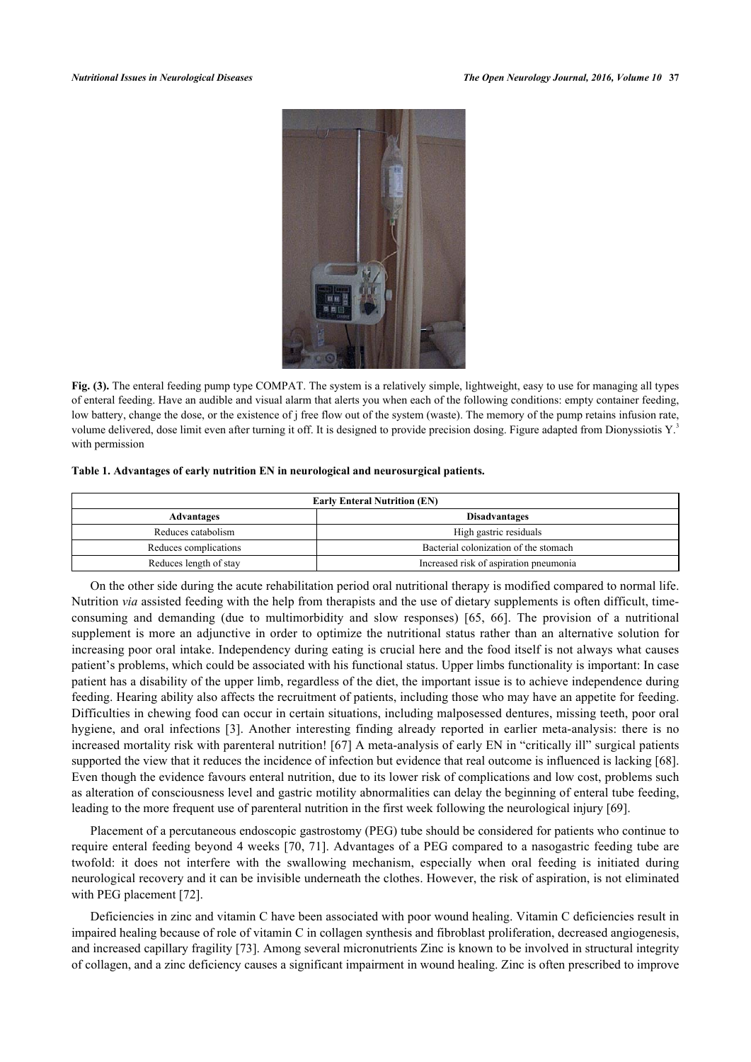**Fig. (3).** The enteral feeding pump type COMPAT. The system is a relatively simple, lightweight, easy to use for managing all types of enteral feeding. Have an audible and visual alarm that alerts you when each of the following conditions: empty container feeding, low battery, change the dose, or the existence of j free flow out of the system (waste). The memory of the pump retains infusion rate, volume delivered, dose limit even after turning it off. It is designed to provide precision dosing. Figure adapted from Dionyssiotis Y.[3] with permission

**Table 1. Advantages of early nutrition EN in neurological and neurosurgical patients.**

| Early Enteral Nutrition (EN) | |
|---|---|
| **Advantages** | **Disadvantages** |
| Reduces catabolism | High gastric residuals |
| Reduces complications | Bacterial colonization of the stomach |
| Reduces length of stay | Increased risk of aspiration pneumonia |

On the other side during the acute rehabilitation period oral nutritional therapy is modified compared to normal life. Nutrition *via* assisted feeding with the help from therapists and the use of dietary supplements is often difficult, time-consuming and demanding (due to multimorbidity and slow responses) [65, 66]. The provision of a nutritional supplement is more an adjunctive in order to optimize the nutritional status rather than an alternative solution for increasing poor oral intake. Independency during eating is crucial here and the food itself is not always what causes patient's problems, which could be associated with his functional status. Upper limbs functionality is important: In case patient has a disability of the upper limb, regardless of the diet, the important issue is to achieve independence during feeding. Hearing ability also affects the recruitment of patients, including those who may have an appetite for feeding. Difficulties in chewing food can occur in certain situations, including malposessed dentures, missing teeth, poor oral hygiene, and oral infections [3]. Another interesting finding already reported in earlier meta-analysis: there is no increased mortality risk with parenteral nutrition! [67] A meta-analysis of early EN in "critically ill" surgical patients supported the view that it reduces the incidence of infection but evidence that real outcome is influenced is lacking [68]. Even though the evidence favours enteral nutrition, due to its lower risk of complications and low cost, problems such as alteration of consciousness level and gastric motility abnormalities can delay the beginning of enteral tube feeding, leading to the more frequent use of parenteral nutrition in the first week following the neurological injury [69].

Placement of a percutaneous endoscopic gastrostomy (PEG) tube should be considered for patients who continue to require enteral feeding beyond 4 weeks [70, 71]. Advantages of a PEG compared to a nasogastric feeding tube are twofold: it does not interfere with the swallowing mechanism, especially when oral feeding is initiated during neurological recovery and it can be invisible underneath the clothes. However, the risk of aspiration, is not eliminated with PEG placement [72].

Deficiencies in zinc and vitamin C have been associated with poor wound healing. Vitamin C deficiencies result in impaired healing because of role of vitamin C in collagen synthesis and fibroblast proliferation, decreased angiogenesis, and increased capillary fragility [73]. Among several micronutrients Zinc is known to be involved in structural integrity of collagen, and a zinc deficiency causes a significant impairment in wound healing. Zinc is often prescribed to improve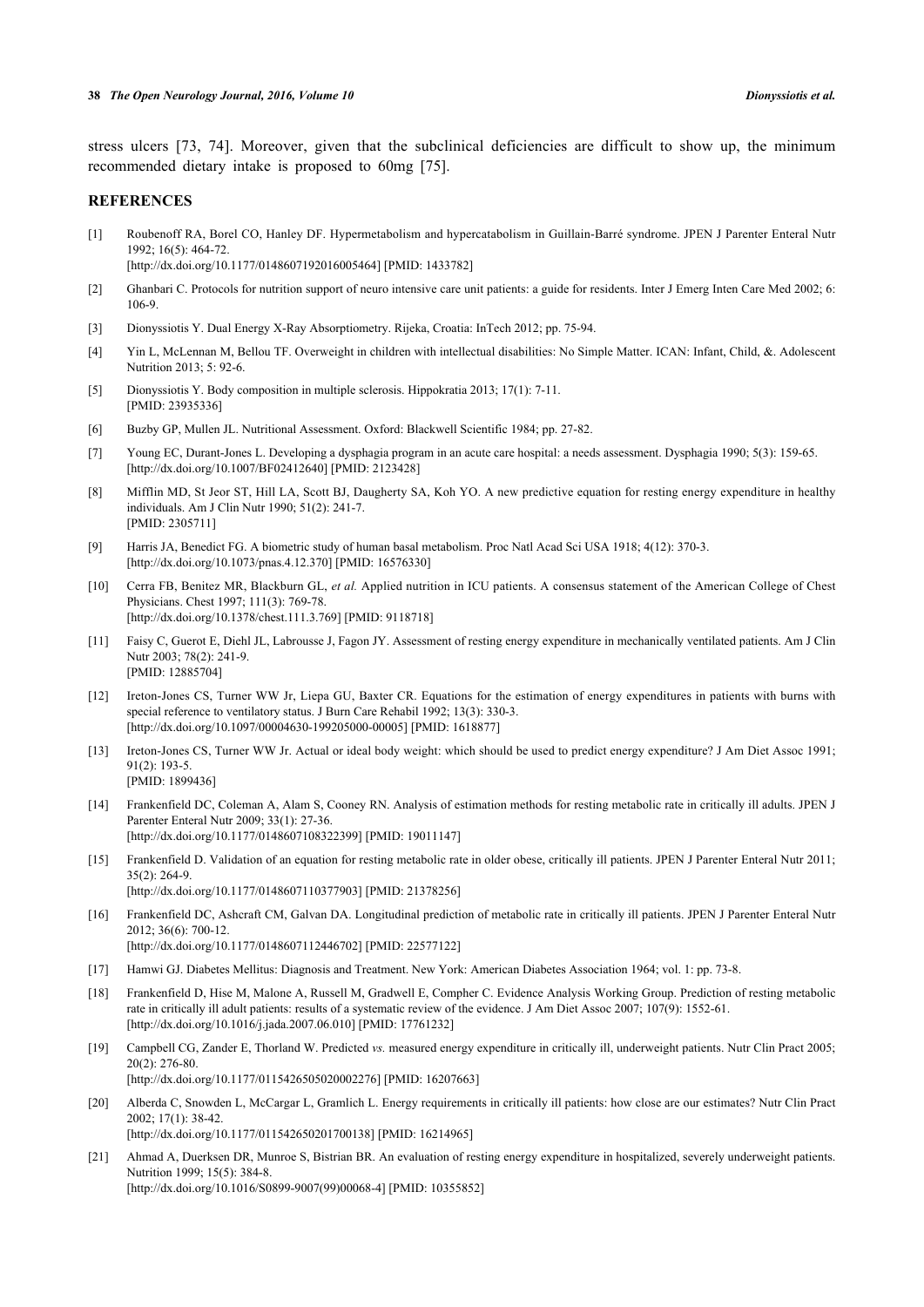stress ulcers [73, 74]. Moreover, given that the subclinical deficiencies are difficult to show up, the minimum recommended dietary intake is proposed to 60mg [75].

## REFERENCES

[1] Roubenoff RA, Borel CO, Hanley DF. Hypermetabolism and hypercatabolism in Guillain-Barré syndrome. JPEN J Parenter Enteral Nutr 1992; 16(5): 464-72.
[http://dx.doi.org/10.1177/0148607192016005464] [PMID: 1433782]

[2] Ghanbari C. Protocols for nutrition support of neuro intensive care unit patients: a guide for residents. Inter J Emerg Inten Care Med 2002; 6: 106-9.

[3] Dionyssiotis Y. Dual Energy X-Ray Absorptiometry. Rijeka, Croatia: InTech 2012; pp. 75-94.

[4] Yin L, McLennan M, Bellou TF. Overweight in children with intellectual disabilities: No Simple Matter. ICAN: Infant, Child, &. Adolescent Nutrition 2013; 5: 92-6.

[5] Dionyssiotis Y. Body composition in multiple sclerosis. Hippokratia 2013; 17(1): 7-11.
[PMID: 23935336]

[6] Buzby GP, Mullen JL. Nutritional Assessment. Oxford: Blackwell Scientific 1984; pp. 27-82.

[7] Young EC, Durant-Jones L. Developing a dysphagia program in an acute care hospital: a needs assessment. Dysphagia 1990; 5(3): 159-65.
[http://dx.doi.org/10.1007/BF02412640] [PMID: 2123428]

[8] Mifflin MD, St Jeor ST, Hill LA, Scott BJ, Daugherty SA, Koh YO. A new predictive equation for resting energy expenditure in healthy individuals. Am J Clin Nutr 1990; 51(2): 241-7.
[PMID: 2305711]

[9] Harris JA, Benedict FG. A biometric study of human basal metabolism. Proc Natl Acad Sci USA 1918; 4(12): 370-3.
[http://dx.doi.org/10.1073/pnas.4.12.370] [PMID: 16576330]

[10] Cerra FB, Benitez MR, Blackburn GL, *et al.* Applied nutrition in ICU patients. A consensus statement of the American College of Chest Physicians. Chest 1997; 111(3): 769-78.
[http://dx.doi.org/10.1378/chest.111.3.769] [PMID: 9118718]

[11] Faisy C, Guerot E, Diehl JL, Labrousse J, Fagon JY. Assessment of resting energy expenditure in mechanically ventilated patients. Am J Clin Nutr 2003; 78(2): 241-9.
[PMID: 12885704]

[12] Ireton-Jones CS, Turner WW Jr, Liepa GU, Baxter CR. Equations for the estimation of energy expenditures in patients with burns with special reference to ventilatory status. J Burn Care Rehabil 1992; 13(3): 330-3.
[http://dx.doi.org/10.1097/00004630-199205000-00005] [PMID: 1618877]

[13] Ireton-Jones CS, Turner WW Jr. Actual or ideal body weight: which should be used to predict energy expenditure? J Am Diet Assoc 1991; 91(2): 193-5.
[PMID: 1899436]

[14] Frankenfield DC, Coleman A, Alam S, Cooney RN. Analysis of estimation methods for resting metabolic rate in critically ill adults. JPEN J Parenter Enteral Nutr 2009; 33(1): 27-36.
[http://dx.doi.org/10.1177/0148607108322399] [PMID: 19011147]

[15] Frankenfield D. Validation of an equation for resting metabolic rate in older obese, critically ill patients. JPEN J Parenter Enteral Nutr 2011; 35(2): 264-9.
[http://dx.doi.org/10.1177/0148607110377903] [PMID: 21378256]

[16] Frankenfield DC, Ashcraft CM, Galvan DA. Longitudinal prediction of metabolic rate in critically ill patients. JPEN J Parenter Enteral Nutr 2012; 36(6): 700-12.
[http://dx.doi.org/10.1177/0148607112446702] [PMID: 22577122]

[17] Hamwi GJ. Diabetes Mellitus: Diagnosis and Treatment. New York: American Diabetes Association 1964; vol. 1: pp. 73-8.

[18] Frankenfield D, Hise M, Malone A, Russell M, Gradwell E, Compher C. Evidence Analysis Working Group. Prediction of resting metabolic rate in critically ill adult patients: results of a systematic review of the evidence. J Am Diet Assoc 2007; 107(9): 1552-61.
[http://dx.doi.org/10.1016/j.jada.2007.06.010] [PMID: 17761232]

[19] Campbell CG, Zander E, Thorland W. Predicted *vs.* measured energy expenditure in critically ill, underweight patients. Nutr Clin Pract 2005; 20(2): 276-80.
[http://dx.doi.org/10.1177/0115426505020002276] [PMID: 16207663]

[20] Alberda C, Snowden L, McCargar L, Gramlich L. Energy requirements in critically ill patients: how close are our estimates? Nutr Clin Pract 2002; 17(1): 38-42.
[http://dx.doi.org/10.1177/011542650201700138] [PMID: 16214965]

[21] Ahmad A, Duerksen DR, Munroe S, Bistrian BR. An evaluation of resting energy expenditure in hospitalized, severely underweight patients. Nutrition 1999; 15(5): 384-8.
[http://dx.doi.org/10.1016/S0899-9007(99)00068-4] [PMID: 10355852]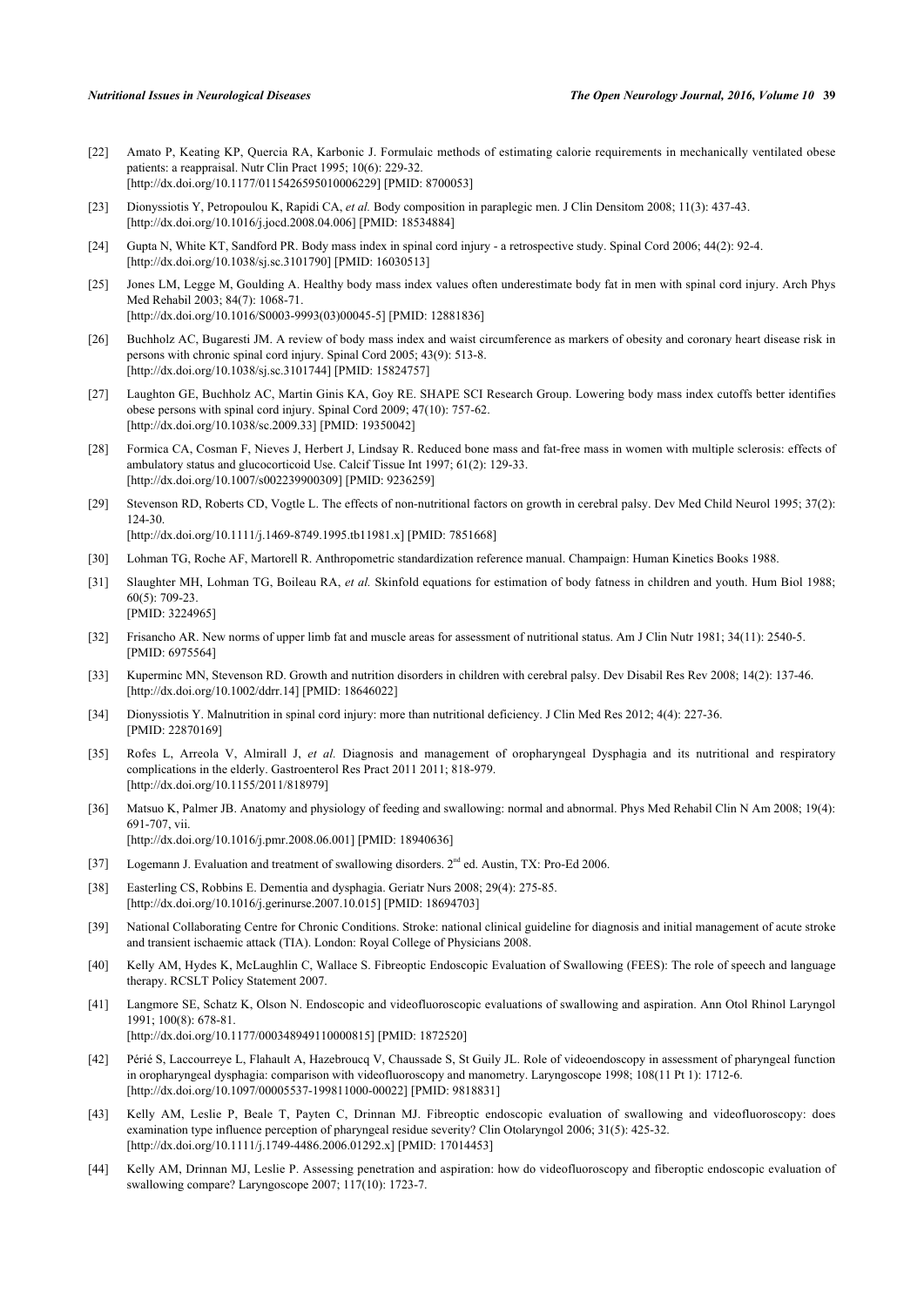[22] Amato P, Keating KP, Quercia RA, Karbonic J. Formulaic methods of estimating calorie requirements in mechanically ventilated obese patients: a reappraisal. Nutr Clin Pract 1995; 10(6): 229-32. [http://dx.doi.org/10.1177/0115426595010006229] [PMID: 8700053]

[23] Dionyssiotis Y, Petropoulou K, Rapidi CA, *et al.* Body composition in paraplegic men. J Clin Densitom 2008; 11(3): 437-43. [http://dx.doi.org/10.1016/j.jocd.2008.04.006] [PMID: 18534884]

[24] Gupta N, White KT, Sandford PR. Body mass index in spinal cord injury - a retrospective study. Spinal Cord 2006; 44(2): 92-4. [http://dx.doi.org/10.1038/sj.sc.3101790] [PMID: 16030513]

[25] Jones LM, Legge M, Goulding A. Healthy body mass index values often underestimate body fat in men with spinal cord injury. Arch Phys Med Rehabil 2003; 84(7): 1068-71. [http://dx.doi.org/10.1016/S0003-9993(03)00045-5] [PMID: 12881836]

[26] Buchholz AC, Bugaresti JM. A review of body mass index and waist circumference as markers of obesity and coronary heart disease risk in persons with chronic spinal cord injury. Spinal Cord 2005; 43(9): 513-8. [http://dx.doi.org/10.1038/sj.sc.3101744] [PMID: 15824757]

[27] Laughton GE, Buchholz AC, Martin Ginis KA, Goy RE. SHAPE SCI Research Group. Lowering body mass index cutoffs better identifies obese persons with spinal cord injury. Spinal Cord 2009; 47(10): 757-62. [http://dx.doi.org/10.1038/sc.2009.33] [PMID: 19350042]

[28] Formica CA, Cosman F, Nieves J, Herbert J, Lindsay R. Reduced bone mass and fat-free mass in women with multiple sclerosis: effects of ambulatory status and glucocorticoid Use. Calcif Tissue Int 1997; 61(2): 129-33. [http://dx.doi.org/10.1007/s002239900309] [PMID: 9236259]

[29] Stevenson RD, Roberts CD, Vogtle L. The effects of non-nutritional factors on growth in cerebral palsy. Dev Med Child Neurol 1995; 37(2): 124-30. [http://dx.doi.org/10.1111/j.1469-8749.1995.tb11981.x] [PMID: 7851668]

[30] Lohman TG, Roche AF, Martorell R. Anthropometric standardization reference manual. Champaign: Human Kinetics Books 1988.

[31] Slaughter MH, Lohman TG, Boileau RA, *et al.* Skinfold equations for estimation of body fatness in children and youth. Hum Biol 1988; 60(5): 709-23. [PMID: 3224965]

[32] Frisancho AR. New norms of upper limb fat and muscle areas for assessment of nutritional status. Am J Clin Nutr 1981; 34(11): 2540-5. [PMID: 6975564]

[33] Kuperminc MN, Stevenson RD. Growth and nutrition disorders in children with cerebral palsy. Dev Disabil Res Rev 2008; 14(2): 137-46. [http://dx.doi.org/10.1002/ddrr.14] [PMID: 18646022]

[34] Dionyssiotis Y. Malnutrition in spinal cord injury: more than nutritional deficiency. J Clin Med Res 2012; 4(4): 227-36. [PMID: 22870169]

[35] Rofes L, Arreola V, Almirall J, *et al.* Diagnosis and management of oropharyngeal Dysphagia and its nutritional and respiratory complications in the elderly. Gastroenterol Res Pract 2011 2011; 818-979. [http://dx.doi.org/10.1155/2011/818979]

[36] Matsuo K, Palmer JB. Anatomy and physiology of feeding and swallowing: normal and abnormal. Phys Med Rehabil Clin N Am 2008; 19(4): 691-707, vii. [http://dx.doi.org/10.1016/j.pmr.2008.06.001] [PMID: 18940636]

[37] Logemann J. Evaluation and treatment of swallowing disorders. 2nd ed. Austin, TX: Pro-Ed 2006.

[38] Easterling CS, Robbins E. Dementia and dysphagia. Geriatr Nurs 2008; 29(4): 275-85. [http://dx.doi.org/10.1016/j.gerinurse.2007.10.015] [PMID: 18694703]

[39] National Collaborating Centre for Chronic Conditions. Stroke: national clinical guideline for diagnosis and initial management of acute stroke and transient ischaemic attack (TIA). London: Royal College of Physicians 2008.

[40] Kelly AM, Hydes K, McLaughlin C, Wallace S. Fibreoptic Endoscopic Evaluation of Swallowing (FEES): The role of speech and language therapy. RCSLT Policy Statement 2007.

[41] Langmore SE, Schatz K, Olson N. Endoscopic and videofluoroscopic evaluations of swallowing and aspiration. Ann Otol Rhinol Laryngol 1991; 100(8): 678-81. [http://dx.doi.org/10.1177/000348949110000815] [PMID: 1872520]

[42] Périé S, Laccourreye L, Flahault A, Hazebroucq V, Chaussade S, St Guily JL. Role of videoendoscopy in assessment of pharyngeal function in oropharyngeal dysphagia: comparison with videofluoroscopy and manometry. Laryngoscope 1998; 108(11 Pt 1): 1712-6. [http://dx.doi.org/10.1097/00005537-199811000-00022] [PMID: 9818831]

[43] Kelly AM, Leslie P, Beale T, Payten C, Drinnan MJ. Fibreoptic endoscopic evaluation of swallowing and videofluoroscopy: does examination type influence perception of pharyngeal residue severity? Clin Otolaryngol 2006; 31(5): 425-32. [http://dx.doi.org/10.1111/j.1749-4486.2006.01292.x] [PMID: 17014453]

[44] Kelly AM, Drinnan MJ, Leslie P. Assessing penetration and aspiration: how do videofluoroscopy and fiberoptic endoscopic evaluation of swallowing compare? Laryngoscope 2007; 117(10): 1723-7.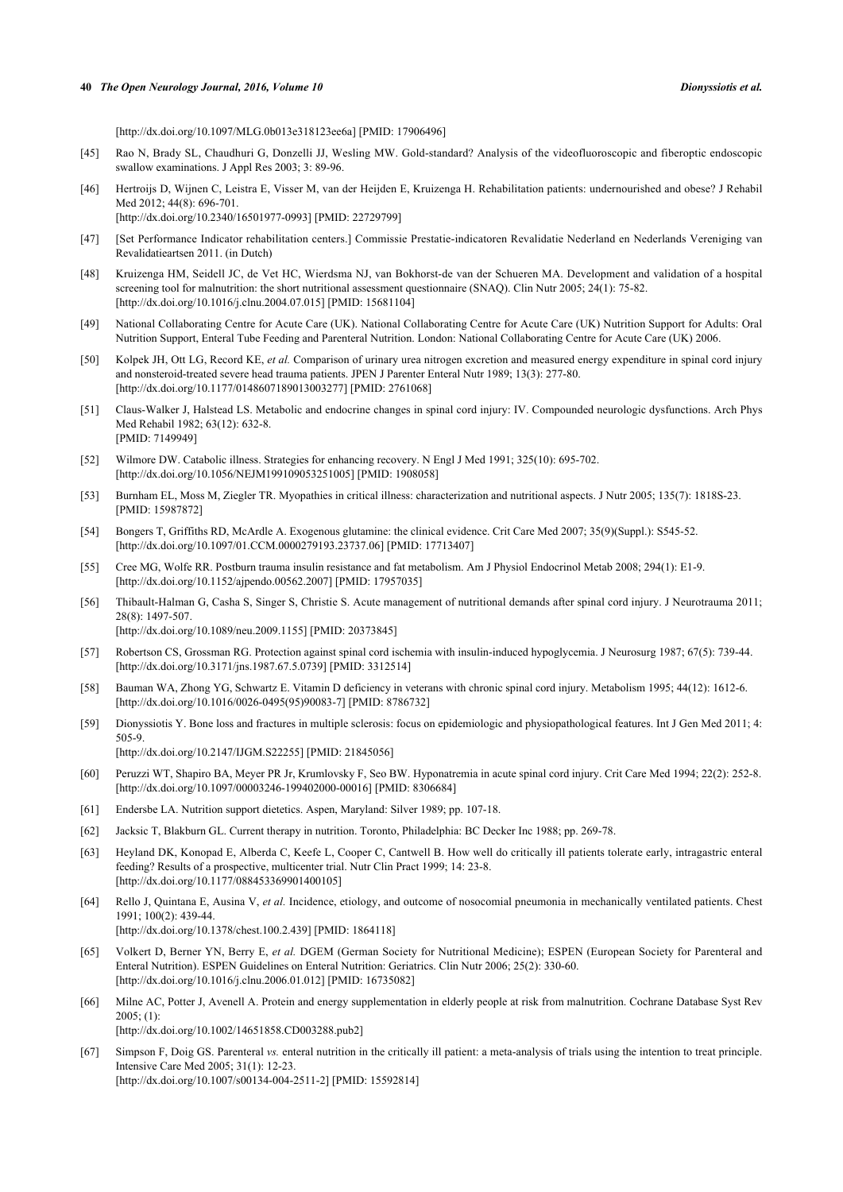[http://dx.doi.org/10.1097/MLG.0b013e318123ee6a] [PMID: 17906496]

[45] Rao N, Brady SL, Chaudhuri G, Donzelli JJ, Wesling MW. Gold-standard? Analysis of the videofluoroscopic and fiberoptic endoscopic swallow examinations. J Appl Res 2003; 3: 89-96.

[46] Hertroijs D, Wijnen C, Leistra E, Visser M, van der Heijden E, Kruizenga H. Rehabilitation patients: undernourished and obese? J Rehabil Med 2012; 44(8): 696-701. [http://dx.doi.org/10.2340/16501977-0993] [PMID: 22729799]

[47] [Set Performance Indicator rehabilitation centers.] Commissie Prestatie-indicatoren Revalidatie Nederland en Nederlands Vereniging van Revalidatieartsen 2011. (in Dutch)

[48] Kruizenga HM, Seidell JC, de Vet HC, Wierdsma NJ, van Bokhorst-de van der Schueren MA. Development and validation of a hospital screening tool for malnutrition: the short nutritional assessment questionnaire (SNAQ). Clin Nutr 2005; 24(1): 75-82. [http://dx.doi.org/10.1016/j.clnu.2004.07.015] [PMID: 15681104]

[49] National Collaborating Centre for Acute Care (UK). National Collaborating Centre for Acute Care (UK) Nutrition Support for Adults: Oral Nutrition Support, Enteral Tube Feeding and Parenteral Nutrition. London: National Collaborating Centre for Acute Care (UK) 2006.

[50] Kolpek JH, Ott LG, Record KE, *et al.* Comparison of urinary urea nitrogen excretion and measured energy expenditure in spinal cord injury and nonsteroid-treated severe head trauma patients. JPEN J Parenter Enteral Nutr 1989; 13(3): 277-80. [http://dx.doi.org/10.1177/0148607189013003277] [PMID: 2761068]

[51] Claus-Walker J, Halstead LS. Metabolic and endocrine changes in spinal cord injury: IV. Compounded neurologic dysfunctions. Arch Phys Med Rehabil 1982; 63(12): 632-8. [PMID: 7149949]

[52] Wilmore DW. Catabolic illness. Strategies for enhancing recovery. N Engl J Med 1991; 325(10): 695-702. [http://dx.doi.org/10.1056/NEJM199109053251005] [PMID: 1908058]

[53] Burnham EL, Moss M, Ziegler TR. Myopathies in critical illness: characterization and nutritional aspects. J Nutr 2005; 135(7): 1818S-23. [PMID: 15987872]

[54] Bongers T, Griffiths RD, McArdle A. Exogenous glutamine: the clinical evidence. Crit Care Med 2007; 35(9)(Suppl.): S545-52. [http://dx.doi.org/10.1097/01.CCM.0000279193.23737.06] [PMID: 17713407]

[55] Cree MG, Wolfe RR. Postburn trauma insulin resistance and fat metabolism. Am J Physiol Endocrinol Metab 2008; 294(1): E1-9. [http://dx.doi.org/10.1152/ajpendo.00562.2007] [PMID: 17957035]

[56] Thibault-Halman G, Casha S, Singer S, Christie S. Acute management of nutritional demands after spinal cord injury. J Neurotrauma 2011; 28(8): 1497-507. [http://dx.doi.org/10.1089/neu.2009.1155] [PMID: 20373845]

[57] Robertson CS, Grossman RG. Protection against spinal cord ischemia with insulin-induced hypoglycemia. J Neurosurg 1987; 67(5): 739-44. [http://dx.doi.org/10.3171/jns.1987.67.5.0739] [PMID: 3312514]

[58] Bauman WA, Zhong YG, Schwartz E. Vitamin D deficiency in veterans with chronic spinal cord injury. Metabolism 1995; 44(12): 1612-6. [http://dx.doi.org/10.1016/0026-0495(95)90083-7] [PMID: 8786732]

[59] Dionyssiotis Y. Bone loss and fractures in multiple sclerosis: focus on epidemiologic and physiopathological features. Int J Gen Med 2011; 4: 505-9. [http://dx.doi.org/10.2147/IJGM.S22255] [PMID: 21845056]

[60] Peruzzi WT, Shapiro BA, Meyer PR Jr, Krumlovsky F, Seo BW. Hyponatremia in acute spinal cord injury. Crit Care Med 1994; 22(2): 252-8. [http://dx.doi.org/10.1097/00003246-199402000-00016] [PMID: 8306684]

[61] Endersbe LA. Nutrition support dietetics. Aspen, Maryland: Silver 1989; pp. 107-18.

[62] Jacksic T, Blakburn GL. Current therapy in nutrition. Toronto, Philadelphia: BC Decker Inc 1988; pp. 269-78.

[63] Heyland DK, Konopad E, Alberda C, Keefe L, Cooper C, Cantwell B. How well do critically ill patients tolerate early, intragastric enteral feeding? Results of a prospective, multicenter trial. Nutr Clin Pract 1999; 14: 23-8. [http://dx.doi.org/10.1177/088453369901400105]

[64] Rello J, Quintana E, Ausina V, *et al.* Incidence, etiology, and outcome of nosocomial pneumonia in mechanically ventilated patients. Chest 1991; 100(2): 439-44. [http://dx.doi.org/10.1378/chest.100.2.439] [PMID: 1864118]

[65] Volkert D, Berner YN, Berry E, *et al.* DGEM (German Society for Nutritional Medicine); ESPEN (European Society for Parenteral and Enteral Nutrition). ESPEN Guidelines on Enteral Nutrition: Geriatrics. Clin Nutr 2006; 25(2): 330-60. [http://dx.doi.org/10.1016/j.clnu.2006.01.012] [PMID: 16735082]

[66] Milne AC, Potter J, Avenell A. Protein and energy supplementation in elderly people at risk from malnutrition. Cochrane Database Syst Rev 2005; (1): [http://dx.doi.org/10.1002/14651858.CD003288.pub2]

[67] Simpson F, Doig GS. Parenteral *vs.* enteral nutrition in the critically ill patient: a meta-analysis of trials using the intention to treat principle. Intensive Care Med 2005; 31(1): 12-23. [http://dx.doi.org/10.1007/s00134-004-2511-2] [PMID: 15592814]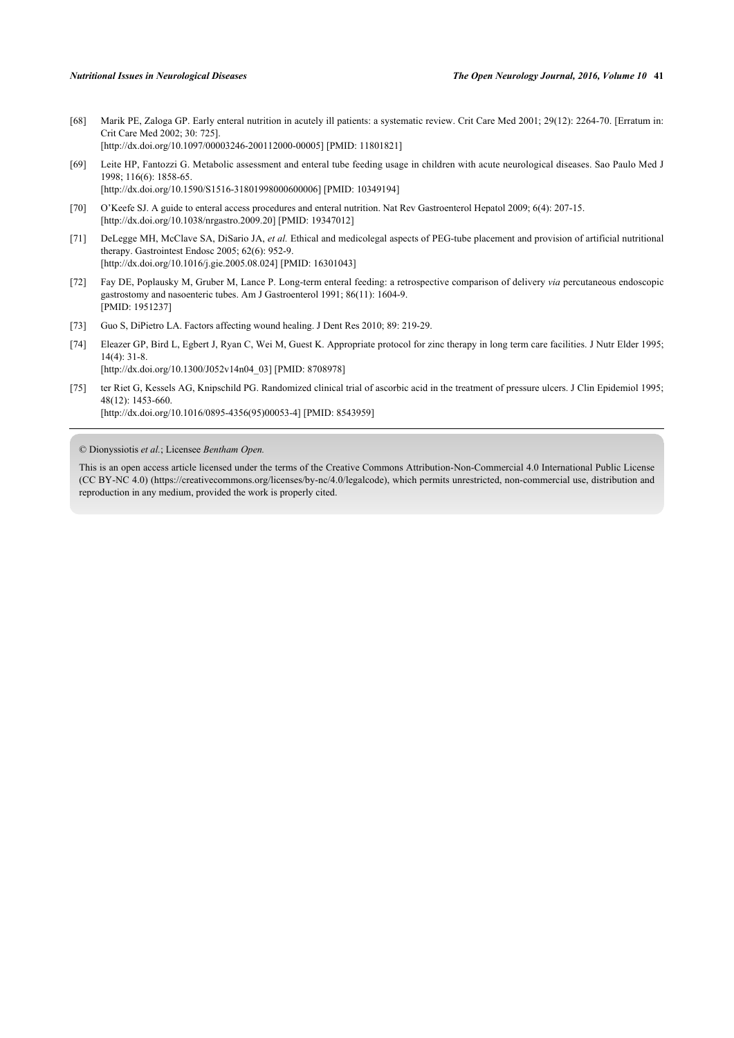[68] Marik PE, Zaloga GP. Early enteral nutrition in acutely ill patients: a systematic review. Crit Care Med 2001; 29(12): 2264-70. [Erratum in: Crit Care Med 2002; 30: 725].
[http://dx.doi.org/10.1097/00003246-200112000-00005] [PMID: 11801821]

[69] Leite HP, Fantozzi G. Metabolic assessment and enteral tube feeding usage in children with acute neurological diseases. Sao Paulo Med J 1998; 116(6): 1858-65.
[http://dx.doi.org/10.1590/S1516-31801998000600006] [PMID: 10349194]

[70] O'Keefe SJ. A guide to enteral access procedures and enteral nutrition. Nat Rev Gastroenterol Hepatol 2009; 6(4): 207-15.
[http://dx.doi.org/10.1038/nrgastro.2009.20] [PMID: 19347012]

[71] DeLegge MH, McClave SA, DiSario JA, *et al.* Ethical and medicolegal aspects of PEG-tube placement and provision of artificial nutritional therapy. Gastrointest Endosc 2005; 62(6): 952-9.
[http://dx.doi.org/10.1016/j.gie.2005.08.024] [PMID: 16301043]

[72] Fay DE, Poplausky M, Gruber M, Lance P. Long-term enteral feeding: a retrospective comparison of delivery *via* percutaneous endoscopic gastrostomy and nasoenteric tubes. Am J Gastroenterol 1991; 86(11): 1604-9.
[PMID: 1951237]

[73] Guo S, DiPietro LA. Factors affecting wound healing. J Dent Res 2010; 89: 219-29.

[74] Eleazer GP, Bird L, Egbert J, Ryan C, Wei M, Guest K. Appropriate protocol for zinc therapy in long term care facilities. J Nutr Elder 1995; 14(4): 31-8.
[http://dx.doi.org/10.1300/J052v14n04_03] [PMID: 8708978]

[75] ter Riet G, Kessels AG, Knipschild PG. Randomized clinical trial of ascorbic acid in the treatment of pressure ulcers. J Clin Epidemiol 1995; 48(12): 1453-660.
[http://dx.doi.org/10.1016/0895-4356(95)00053-4] [PMID: 8543959]

---

© Dionyssiotis *et al.*; Licensee *Bentham Open.*

This is an open access article licensed under the terms of the Creative Commons Attribution-Non-Commercial 4.0 International Public License (CC BY-NC 4.0) (https://creativecommons.org/licenses/by-nc/4.0/legalcode), which permits unrestricted, non-commercial use, distribution and reproduction in any medium, provided the work is properly cited.